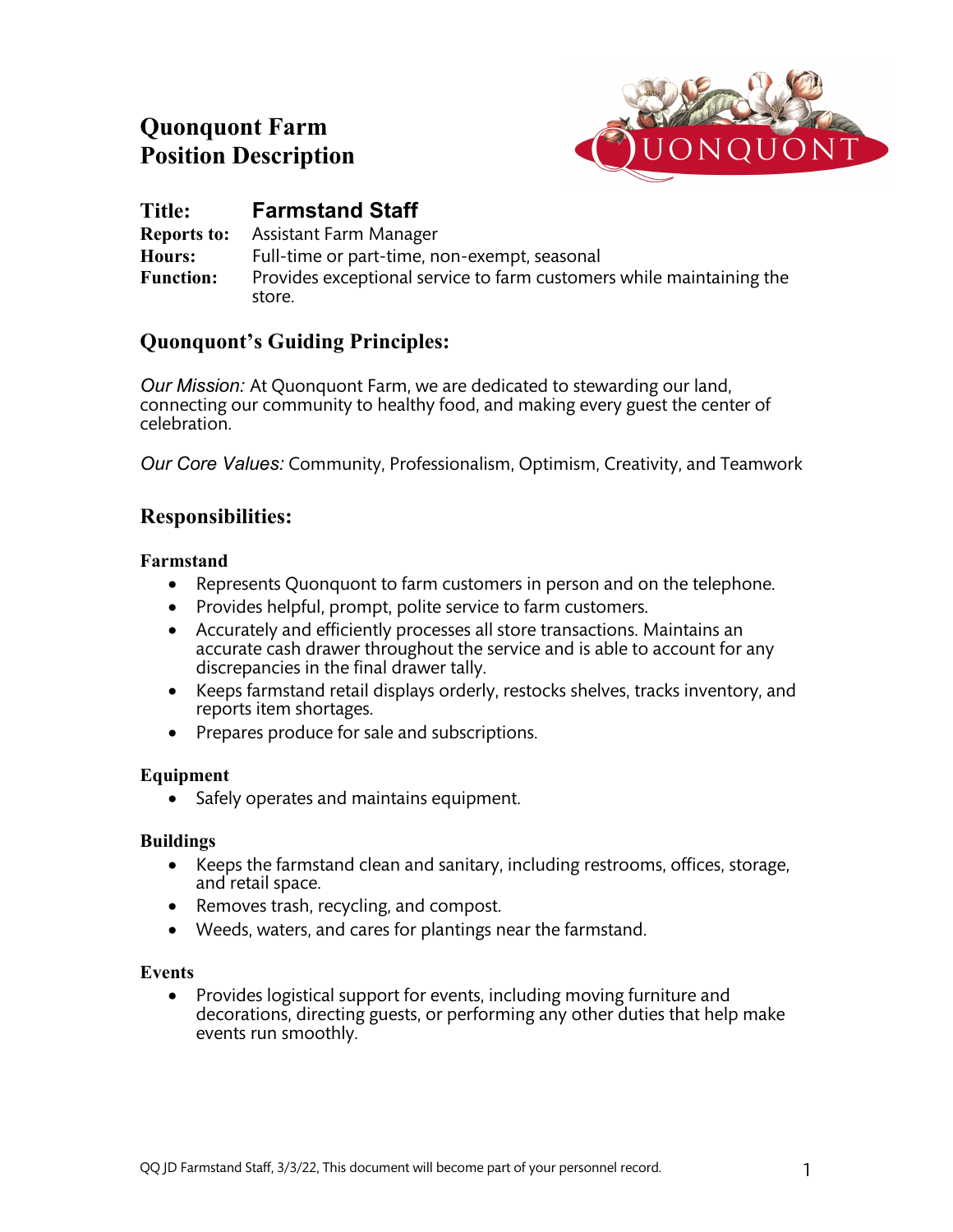# Quonquont Farm
# Position Description

**Title:** **Farmstand Staff**
**Reports to:** Assistant Farm Manager
**Hours:** Full-time or part-time, non-exempt, seasonal
**Function:** Provides exceptional service to farm customers while maintaining the store.

## Quonquont's Guiding Principles:

*Our Mission:* At Quonquont Farm, we are dedicated to stewarding our land, connecting our community to healthy food, and making every guest the center of celebration.

*Our Core Values:* Community, Professionalism, Optimism, Creativity, and Teamwork

## Responsibilities:

### Farmstand

- Represents Quonquont to farm customers in person and on the telephone.
- Provides helpful, prompt, polite service to farm customers.
- Accurately and efficiently processes all store transactions. Maintains an accurate cash drawer throughout the service and is able to account for any discrepancies in the final drawer tally.
- Keeps farmstand retail displays orderly, restocks shelves, tracks inventory, and reports item shortages.
- Prepares produce for sale and subscriptions.

### Equipment

- Safely operates and maintains equipment.

### Buildings

- Keeps the farmstand clean and sanitary, including restrooms, offices, storage, and retail space.
- Removes trash, recycling, and compost.
- Weeds, waters, and cares for plantings near the farmstand.

### Events

- Provides logistical support for events, including moving furniture and decorations, directing guests, or performing any other duties that help make events run smoothly.

QQ JD Farmstand Staff, 3/3/22, This document will become part of your personnel record.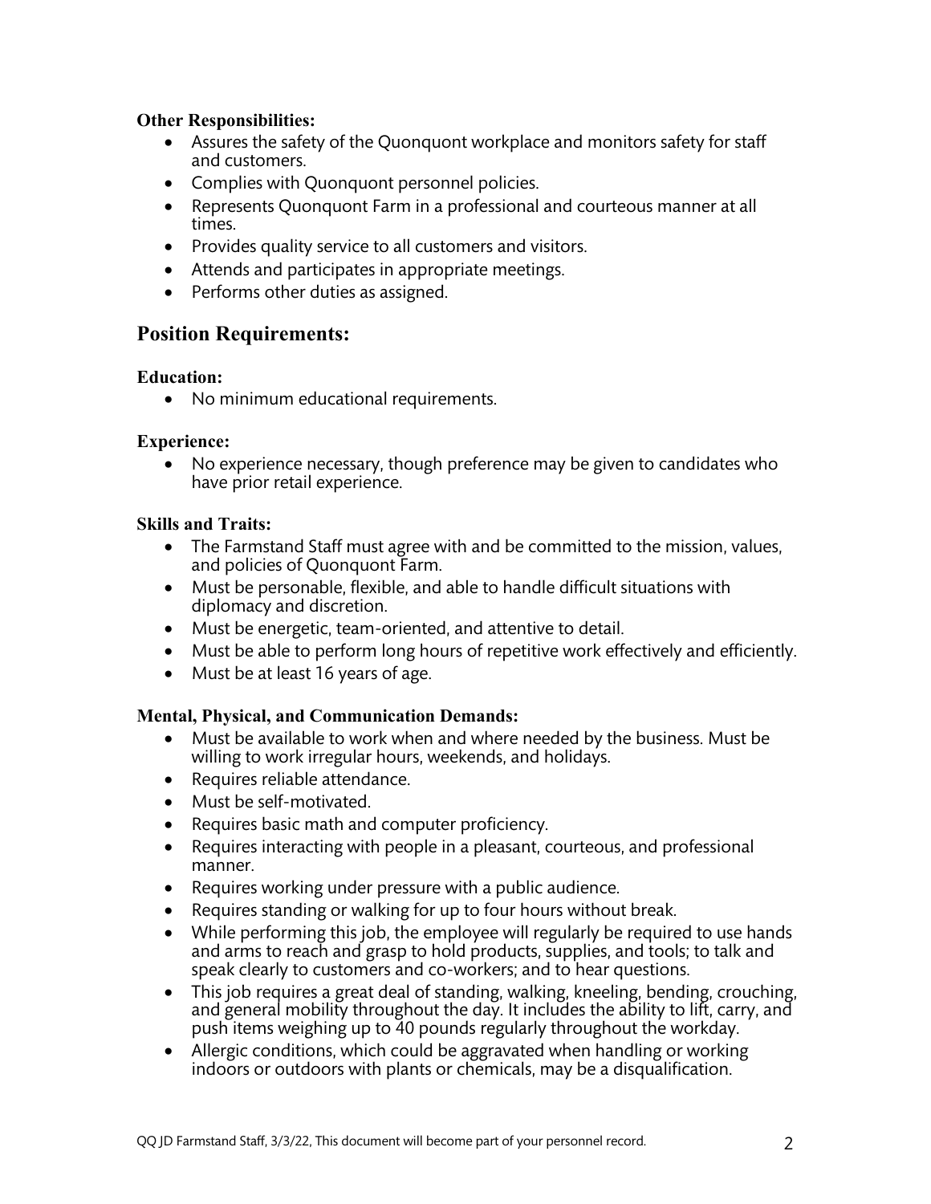### Other Responsibilities:

- Assures the safety of the Quonquont workplace and monitors safety for staff and customers.
- Complies with Quonquont personnel policies.
- Represents Quonquont Farm in a professional and courteous manner at all times.
- Provides quality service to all customers and visitors.
- Attends and participates in appropriate meetings.
- Performs other duties as assigned.

## Position Requirements:

### Education:

- No minimum educational requirements.

### Experience:

- No experience necessary, though preference may be given to candidates who have prior retail experience.

### Skills and Traits:

- The Farmstand Staff must agree with and be committed to the mission, values, and policies of Quonquont Farm.
- Must be personable, flexible, and able to handle difficult situations with diplomacy and discretion.
- Must be energetic, team-oriented, and attentive to detail.
- Must be able to perform long hours of repetitive work effectively and efficiently.
- Must be at least 16 years of age.

### Mental, Physical, and Communication Demands:

- Must be available to work when and where needed by the business. Must be willing to work irregular hours, weekends, and holidays.
- Requires reliable attendance.
- Must be self-motivated.
- Requires basic math and computer proficiency.
- Requires interacting with people in a pleasant, courteous, and professional manner.
- Requires working under pressure with a public audience.
- Requires standing or walking for up to four hours without break.
- While performing this job, the employee will regularly be required to use hands and arms to reach and grasp to hold products, supplies, and tools; to talk and speak clearly to customers and co-workers; and to hear questions.
- This job requires a great deal of standing, walking, kneeling, bending, crouching, and general mobility throughout the day. It includes the ability to lift, carry, and push items weighing up to 40 pounds regularly throughout the workday.
- Allergic conditions, which could be aggravated when handling or working indoors or outdoors with plants or chemicals, may be a disqualification.

QQ JD Farmstand Staff, 3/3/22, This document will become part of your personnel record.